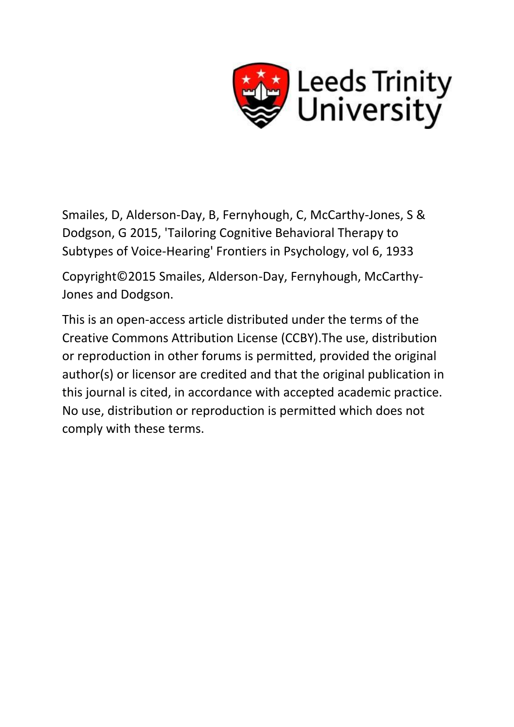Leeds Trinity University

Smailes, D, Alderson-Day, B, Fernyhough, C, McCarthy-Jones, S & Dodgson, G 2015, 'Tailoring Cognitive Behavioral Therapy to Subtypes of Voice-Hearing' Frontiers in Psychology, vol 6, 1933

Copyright©2015 Smailes, Alderson-Day, Fernyhough, McCarthy-Jones and Dodgson.

This is an open-access article distributed under the terms of the Creative Commons Attribution License (CCBY).The use, distribution or reproduction in other forums is permitted, provided the original author(s) or licensor are credited and that the original publication in this journal is cited, in accordance with accepted academic practice. No use, distribution or reproduction is permitted which does not comply with these terms.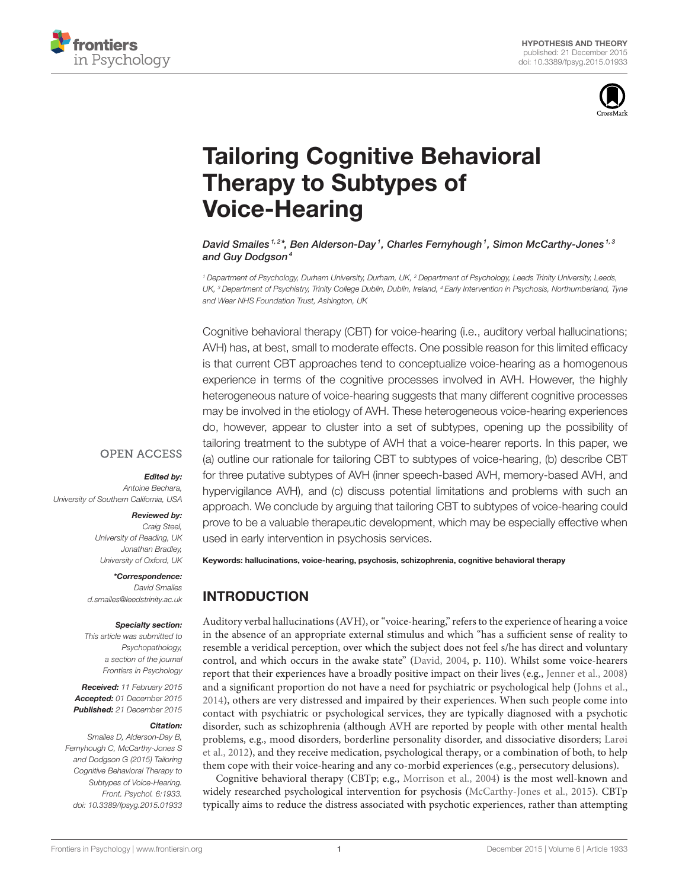# Tailoring Cognitive Behavioral Therapy to Subtypes of Voice-Hearing

*David Smailes[1,2]*, Ben Alderson-Day[1], Charles Fernyhough[1], Simon McCarthy-Jones[1,3] and Guy Dodgson[4]*

[1] Department of Psychology, Durham University, Durham, UK, [2] Department of Psychology, Leeds Trinity University, Leeds, UK, [3] Department of Psychiatry, Trinity College Dublin, Dublin, Ireland, [4] Early Intervention in Psychosis, Northumberland, Tyne and Wear NHS Foundation Trust, Ashington, UK

**HYPOTHESIS AND THEORY**
published: 21 December 2015
doi: 10.3389/fpsyg.2015.01933

OPEN ACCESS

***Edited by:***
*Antoine Bechara, University of Southern California, USA*

***Reviewed by:***
*Craig Steel, University of Reading, UK*
*Jonathan Bradley, University of Oxford, UK*

***\*Correspondence:***
*David Smailes*
*d.smailes@leedstrinity.ac.uk*

***Specialty section:***
*This article was submitted to Psychopathology, a section of the journal Frontiers in Psychology*

***Received:*** *11 February 2015*
***Accepted:*** *01 December 2015*
***Published:*** *21 December 2015*

***Citation:***
*Smailes D, Alderson-Day B, Fernyhough C, McCarthy-Jones S and Dodgson G (2015) Tailoring Cognitive Behavioral Therapy to Subtypes of Voice-Hearing. Front. Psychol. 6:1933. doi: 10.3389/fpsyg.2015.01933*

Cognitive behavioral therapy (CBT) for voice-hearing (i.e., auditory verbal hallucinations; AVH) has, at best, small to moderate effects. One possible reason for this limited efficacy is that current CBT approaches tend to conceptualize voice-hearing as a homogenous experience in terms of the cognitive processes involved in AVH. However, the highly heterogeneous nature of voice-hearing suggests that many different cognitive processes may be involved in the etiology of AVH. These heterogeneous voice-hearing experiences do, however, appear to cluster into a set of subtypes, opening up the possibility of tailoring treatment to the subtype of AVH that a voice-hearer reports. In this paper, we (a) outline our rationale for tailoring CBT to subtypes of voice-hearing, (b) describe CBT for three putative subtypes of AVH (inner speech-based AVH, memory-based AVH, and hypervigilance AVH), and (c) discuss potential limitations and problems with such an approach. We conclude by arguing that tailoring CBT to subtypes of voice-hearing could prove to be a valuable therapeutic development, which may be especially effective when used in early intervention in psychosis services.

**Keywords: hallucinations, voice-hearing, psychosis, schizophrenia, cognitive behavioral therapy**

## INTRODUCTION

Auditory verbal hallucinations (AVH), or "voice-hearing," refers to the experience of hearing a voice in the absence of an appropriate external stimulus and which "has a sufficient sense of reality to resemble a veridical perception, over which the subject does not feel s/he has direct and voluntary control, and which occurs in the awake state" (David, 2004, p. 110). Whilst some voice-hearers report that their experiences have a broadly positive impact on their lives (e.g., Jenner et al., 2008) and a significant proportion do not have a need for psychiatric or psychological help (Johns et al., 2014), others are very distressed and impaired by their experiences. When such people come into contact with psychiatric or psychological services, they are typically diagnosed with a psychotic disorder, such as schizophrenia (although AVH are reported by people with other mental health problems, e.g., mood disorders, borderline personality disorder, and dissociative disorders; Larøi et al., 2012), and they receive medication, psychological therapy, or a combination of both, to help them cope with their voice-hearing and any co-morbid experiences (e.g., persecutory delusions).

Cognitive behavioral therapy (CBTp; e.g., Morrison et al., 2004) is the most well-known and widely researched psychological intervention for psychosis (McCarthy-Jones et al., 2015). CBTp typically aims to reduce the distress associated with psychotic experiences, rather than attempting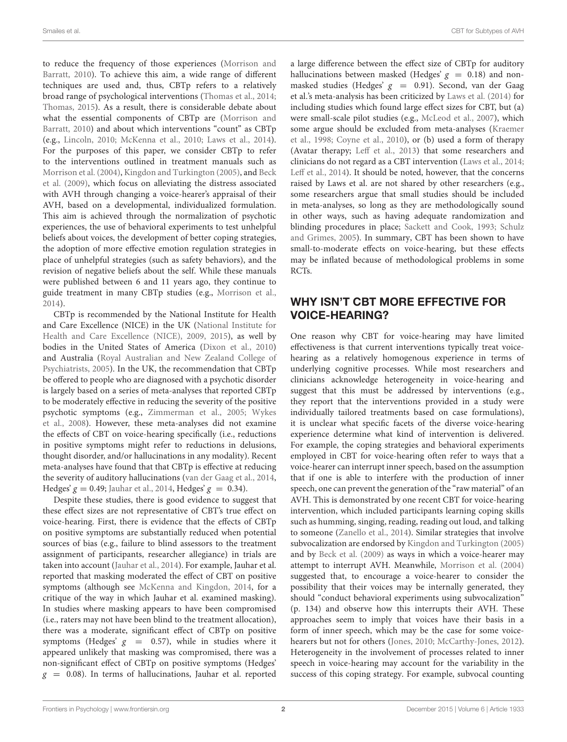to reduce the frequency of those experiences (Morrison and Barratt, 2010). To achieve this aim, a wide range of different techniques are used and, thus, CBTp refers to a relatively broad range of psychological interventions (Thomas et al., 2014; Thomas, 2015). As a result, there is considerable debate about what the essential components of CBTp are (Morrison and Barratt, 2010) and about which interventions "count" as CBTp (e.g., Lincoln, 2010; McKenna et al., 2010; Laws et al., 2014). For the purposes of this paper, we consider CBTp to refer to the interventions outlined in treatment manuals such as Morrison et al. (2004), Kingdon and Turkington (2005), and Beck et al. (2009), which focus on alleviating the distress associated with AVH through changing a voice-hearer's appraisal of their AVH, based on a developmental, individualized formulation. This aim is achieved through the normalization of psychotic experiences, the use of behavioral experiments to test unhelpful beliefs about voices, the development of better coping strategies, the adoption of more effective emotion regulation strategies in place of unhelpful strategies (such as safety behaviors), and the revision of negative beliefs about the self. While these manuals were published between 6 and 11 years ago, they continue to guide treatment in many CBTp studies (e.g., Morrison et al., 2014).

CBTp is recommended by the National Institute for Health and Care Excellence (NICE) in the UK (National Institute for Health and Care Excellence (NICE), 2009, 2015), as well by bodies in the United States of America (Dixon et al., 2010) and Australia (Royal Australian and New Zealand College of Psychiatrists, 2005). In the UK, the recommendation that CBTp be offered to people who are diagnosed with a psychotic disorder is largely based on a series of meta-analyses that reported CBTp to be moderately effective in reducing the severity of the positive psychotic symptoms (e.g., Zimmerman et al., 2005; Wykes et al., 2008). However, these meta-analyses did not examine the effects of CBT on voice-hearing specifically (i.e., reductions in positive symptoms might refer to reductions in delusions, thought disorder, and/or hallucinations in any modality). Recent meta-analyses have found that that CBTp is effective at reducing the severity of auditory hallucinations (van der Gaag et al., 2014, Hedges' $g = 0.49$; Jauhar et al., 2014, Hedges' $g = 0.34$).

Despite these studies, there is good evidence to suggest that these effect sizes are not representative of CBT's true effect on voice-hearing. First, there is evidence that the effects of CBTp on positive symptoms are substantially reduced when potential sources of bias (e.g., failure to blind assessors to the treatment assignment of participants, researcher allegiance) in trials are taken into account (Jauhar et al., 2014). For example, Jauhar et al. reported that masking moderated the effect of CBT on positive symptoms (although see McKenna and Kingdon, 2014, for a critique of the way in which Jauhar et al. examined masking). In studies where masking appears to have been compromised (i.e., raters may not have been blind to the treatment allocation), there was a moderate, significant effect of CBTp on positive symptoms (Hedges' $g = 0.57$), while in studies where it appeared unlikely that masking was compromised, there was a non-significant effect of CBTp on positive symptoms (Hedges' $g = 0.08$). In terms of hallucinations, Jauhar et al. reported a large difference between the effect size of CBTp for auditory hallucinations between masked (Hedges' $g = 0.18$) and non-masked studies (Hedges' $g = 0.91$). Second, van der Gaag et al.'s meta-analysis has been criticized by Laws et al. (2014) for including studies which found large effect sizes for CBT, but (a) were small-scale pilot studies (e.g., McLeod et al., 2007), which some argue should be excluded from meta-analyses (Kraemer et al., 1998; Coyne et al., 2010), or (b) used a form of therapy (Avatar therapy; Leff et al., 2013) that some researchers and clinicians do not regard as a CBT intervention (Laws et al., 2014; Leff et al., 2014). It should be noted, however, that the concerns raised by Laws et al. are not shared by other researchers (e.g., some researchers argue that small studies should be included in meta-analyses, so long as they are methodologically sound in other ways, such as having adequate randomization and blinding procedures in place; Sackett and Cook, 1993; Schulz and Grimes, 2005). In summary, CBT has been shown to have small-to-moderate effects on voice-hearing, but these effects may be inflated because of methodological problems in some RCTs.

## WHY ISN'T CBT MORE EFFECTIVE FOR VOICE-HEARING?

One reason why CBT for voice-hearing may have limited effectiveness is that current interventions typically treat voice-hearing as a relatively homogenous experience in terms of underlying cognitive processes. While most researchers and clinicians acknowledge heterogeneity in voice-hearing and suggest that this must be addressed by interventions (e.g., they report that the interventions provided in a study were individually tailored treatments based on case formulations), it is unclear what specific facets of the diverse voice-hearing experience determine what kind of intervention is delivered. For example, the coping strategies and behavioral experiments employed in CBT for voice-hearing often refer to ways that a voice-hearer can interrupt inner speech, based on the assumption that if one is able to interfere with the production of inner speech, one can prevent the generation of the "raw material" of an AVH. This is demonstrated by one recent CBT for voice-hearing intervention, which included participants learning coping skills such as humming, singing, reading, reading out loud, and talking to someone (Zanello et al., 2014). Similar strategies that involve subvocalization are endorsed by Kingdon and Turkington (2005) and by Beck et al. (2009) as ways in which a voice-hearer may attempt to interrupt AVH. Meanwhile, Morrison et al. (2004) suggested that, to encourage a voice-hearer to consider the possibility that their voices may be internally generated, they should "conduct behavioral experiments using subvocalization" (p. 134) and observe how this interrupts their AVH. These approaches seem to imply that voices have their basis in a form of inner speech, which may be the case for some voice-hearers but not for others (Jones, 2010; McCarthy-Jones, 2012). Heterogeneity in the involvement of processes related to inner speech in voice-hearing may account for the variability in the success of this coping strategy. For example, subvocal counting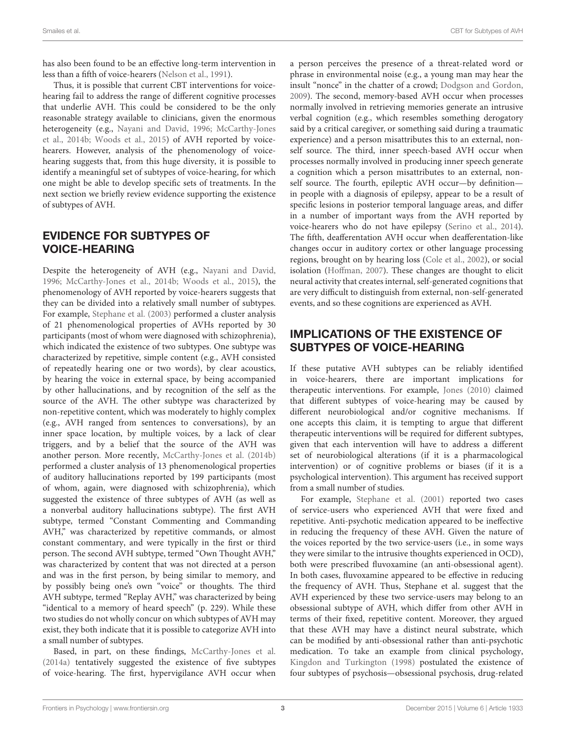has also been found to be an effective long-term intervention in less than a fifth of voice-hearers (Nelson et al., 1991).

Thus, it is possible that current CBT interventions for voice-hearing fail to address the range of different cognitive processes that underlie AVH. This could be considered to be the only reasonable strategy available to clinicians, given the enormous heterogeneity (e.g., Nayani and David, 1996; McCarthy-Jones et al., 2014b; Woods et al., 2015) of AVH reported by voice-hearers. However, analysis of the phenomenology of voice-hearing suggests that, from this huge diversity, it is possible to identify a meaningful set of subtypes of voice-hearing, for which one might be able to develop specific sets of treatments. In the next section we briefly review evidence supporting the existence of subtypes of AVH.

## EVIDENCE FOR SUBTYPES OF VOICE-HEARING

Despite the heterogeneity of AVH (e.g., Nayani and David, 1996; McCarthy-Jones et al., 2014b; Woods et al., 2015), the phenomenology of AVH reported by voice-hearers suggests that they can be divided into a relatively small number of subtypes. For example, Stephane et al. (2003) performed a cluster analysis of 21 phenomenological properties of AVHs reported by 30 participants (most of whom were diagnosed with schizophrenia), which indicated the existence of two subtypes. One subtype was characterized by repetitive, simple content (e.g., AVH consisted of repeatedly hearing one or two words), by clear acoustics, by hearing the voice in external space, by being accompanied by other hallucinations, and by recognition of the self as the source of the AVH. The other subtype was characterized by non-repetitive content, which was moderately to highly complex (e.g., AVH ranged from sentences to conversations), by an inner space location, by multiple voices, by a lack of clear triggers, and by a belief that the source of the AVH was another person. More recently, McCarthy-Jones et al. (2014b) performed a cluster analysis of 13 phenomenological properties of auditory hallucinations reported by 199 participants (most of whom, again, were diagnosed with schizophrenia), which suggested the existence of three subtypes of AVH (as well as a nonverbal auditory hallucinations subtype). The first AVH subtype, termed "Constant Commenting and Commanding AVH," was characterized by repetitive commands, or almost constant commentary, and were typically in the first or third person. The second AVH subtype, termed "Own Thought AVH," was characterized by content that was not directed at a person and was in the first person, by being similar to memory, and by possibly being one's own "voice" or thoughts. The third AVH subtype, termed "Replay AVH," was characterized by being "identical to a memory of heard speech" (p. 229). While these two studies do not wholly concur on which subtypes of AVH may exist, they both indicate that it is possible to categorize AVH into a small number of subtypes.

Based, in part, on these findings, McCarthy-Jones et al. (2014a) tentatively suggested the existence of five subtypes of voice-hearing. The first, hypervigilance AVH occur when a person perceives the presence of a threat-related word or phrase in environmental noise (e.g., a young man may hear the insult "nonce" in the chatter of a crowd; Dodgson and Gordon, 2009). The second, memory-based AVH occur when processes normally involved in retrieving memories generate an intrusive verbal cognition (e.g., which resembles something derogatory said by a critical caregiver, or something said during a traumatic experience) and a person misattributes this to an external, non-self source. The third, inner speech-based AVH occur when processes normally involved in producing inner speech generate a cognition which a person misattributes to an external, non-self source. The fourth, epileptic AVH occur—by definition—in people with a diagnosis of epilepsy, appear to be a result of specific lesions in posterior temporal language areas, and differ in a number of important ways from the AVH reported by voice-hearers who do not have epilepsy (Serino et al., 2014). The fifth, deafferentation AVH occur when deafferentation-like changes occur in auditory cortex or other language processing regions, brought on by hearing loss (Cole et al., 2002), or social isolation (Hoffman, 2007). These changes are thought to elicit neural activity that creates internal, self-generated cognitions that are very difficult to distinguish from external, non-self-generated events, and so these cognitions are experienced as AVH.

## IMPLICATIONS OF THE EXISTENCE OF SUBTYPES OF VOICE-HEARING

If these putative AVH subtypes can be reliably identified in voice-hearers, there are important implications for therapeutic interventions. For example, Jones (2010) claimed that different subtypes of voice-hearing may be caused by different neurobiological and/or cognitive mechanisms. If one accepts this claim, it is tempting to argue that different therapeutic interventions will be required for different subtypes, given that each intervention will have to address a different set of neurobiological alterations (if it is a pharmacological intervention) or of cognitive problems or biases (if it is a psychological intervention). This argument has received support from a small number of studies.

For example, Stephane et al. (2001) reported two cases of service-users who experienced AVH that were fixed and repetitive. Anti-psychotic medication appeared to be ineffective in reducing the frequency of these AVH. Given the nature of the voices reported by the two service-users (i.e., in some ways they were similar to the intrusive thoughts experienced in OCD), both were prescribed fluvoxamine (an anti-obsessional agent). In both cases, fluvoxamine appeared to be effective in reducing the frequency of AVH. Thus, Stephane et al. suggest that the AVH experienced by these two service-users may belong to an obsessional subtype of AVH, which differ from other AVH in terms of their fixed, repetitive content. Moreover, they argued that these AVH may have a distinct neural substrate, which can be modified by anti-obsessional rather than anti-psychotic medication. To take an example from clinical psychology, Kingdon and Turkington (1998) postulated the existence of four subtypes of psychosis—obsessional psychosis, drug-related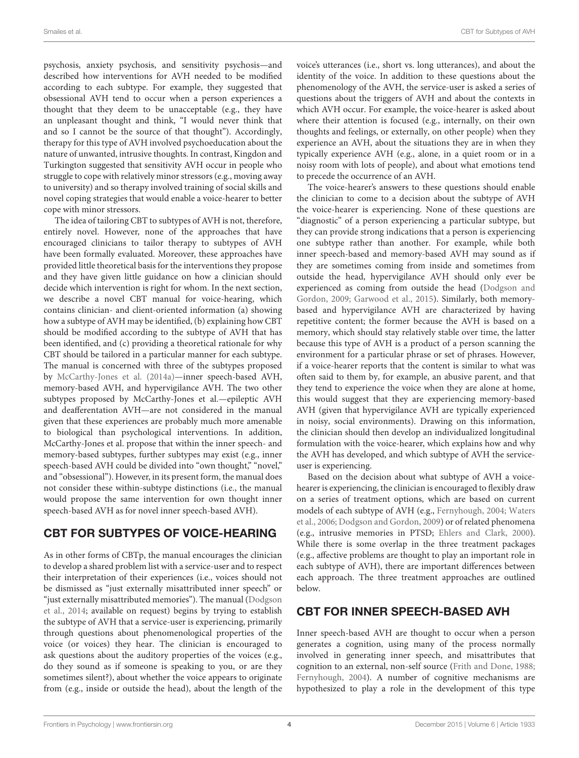psychosis, anxiety psychosis, and sensitivity psychosis—and described how interventions for AVH needed to be modified according to each subtype. For example, they suggested that obsessional AVH tend to occur when a person experiences a thought that they deem to be unacceptable (e.g., they have an unpleasant thought and think, "I would never think that and so I cannot be the source of that thought"). Accordingly, therapy for this type of AVH involved psychoeducation about the nature of unwanted, intrusive thoughts. In contrast, Kingdon and Turkington suggested that sensitivity AVH occur in people who struggle to cope with relatively minor stressors (e.g., moving away to university) and so therapy involved training of social skills and novel coping strategies that would enable a voice-hearer to better cope with minor stressors.

The idea of tailoring CBT to subtypes of AVH is not, therefore, entirely novel. However, none of the approaches that have encouraged clinicians to tailor therapy to subtypes of AVH have been formally evaluated. Moreover, these approaches have provided little theoretical basis for the interventions they propose and they have given little guidance on how a clinician should decide which intervention is right for whom. In the next section, we describe a novel CBT manual for voice-hearing, which contains clinician- and client-oriented information (a) showing how a subtype of AVH may be identified, (b) explaining how CBT should be modified according to the subtype of AVH that has been identified, and (c) providing a theoretical rationale for why CBT should be tailored in a particular manner for each subtype. The manual is concerned with three of the subtypes proposed by McCarthy-Jones et al. (2014a)—inner speech-based AVH, memory-based AVH, and hypervigilance AVH. The two other subtypes proposed by McCarthy-Jones et al.—epileptic AVH and deafferentation AVH—are not considered in the manual given that these experiences are probably much more amenable to biological than psychological interventions. In addition, McCarthy-Jones et al. propose that within the inner speech- and memory-based subtypes, further subtypes may exist (e.g., inner speech-based AVH could be divided into "own thought," "novel," and "obsessional"). However, in its present form, the manual does not consider these within-subtype distinctions (i.e., the manual would propose the same intervention for own thought inner speech-based AVH as for novel inner speech-based AVH).

## CBT FOR SUBTYPES OF VOICE-HEARING

As in other forms of CBTp, the manual encourages the clinician to develop a shared problem list with a service-user and to respect their interpretation of their experiences (i.e., voices should not be dismissed as "just externally misattributed inner speech" or "just externally misattributed memories"). The manual (Dodgson et al., 2014; available on request) begins by trying to establish the subtype of AVH that a service-user is experiencing, primarily through questions about phenomenological properties of the voice (or voices) they hear. The clinician is encouraged to ask questions about the auditory properties of the voices (e.g., do they sound as if someone is speaking to you, or are they sometimes silent?), about whether the voice appears to originate from (e.g., inside or outside the head), about the length of the voice's utterances (i.e., short vs. long utterances), and about the identity of the voice. In addition to these questions about the phenomenology of the AVH, the service-user is asked a series of questions about the triggers of AVH and about the contexts in which AVH occur. For example, the voice-hearer is asked about where their attention is focused (e.g., internally, on their own thoughts and feelings, or externally, on other people) when they experience an AVH, about the situations they are in when they typically experience AVH (e.g., alone, in a quiet room or in a noisy room with lots of people), and about what emotions tend to precede the occurrence of an AVH.

The voice-hearer's answers to these questions should enable the clinician to come to a decision about the subtype of AVH the voice-hearer is experiencing. None of these questions are "diagnostic" of a person experiencing a particular subtype, but they can provide strong indications that a person is experiencing one subtype rather than another. For example, while both inner speech-based and memory-based AVH may sound as if they are sometimes coming from inside and sometimes from outside the head, hypervigilance AVH should only ever be experienced as coming from outside the head (Dodgson and Gordon, 2009; Garwood et al., 2015). Similarly, both memory-based and hypervigilance AVH are characterized by having repetitive content; the former because the AVH is based on a memory, which should stay relatively stable over time, the latter because this type of AVH is a product of a person scanning the environment for a particular phrase or set of phrases. However, if a voice-hearer reports that the content is similar to what was often said to them by, for example, an abusive parent, and that they tend to experience the voice when they are alone at home, this would suggest that they are experiencing memory-based AVH (given that hypervigilance AVH are typically experienced in noisy, social environments). Drawing on this information, the clinician should then develop an individualized longitudinal formulation with the voice-hearer, which explains how and why the AVH has developed, and which subtype of AVH the service-user is experiencing.

Based on the decision about what subtype of AVH a voice-hearer is experiencing, the clinician is encouraged to flexibly draw on a series of treatment options, which are based on current models of each subtype of AVH (e.g., Fernyhough, 2004; Waters et al., 2006; Dodgson and Gordon, 2009) or of related phenomena (e.g., intrusive memories in PTSD; Ehlers and Clark, 2000). While there is some overlap in the three treatment packages (e.g., affective problems are thought to play an important role in each subtype of AVH), there are important differences between each approach. The three treatment approaches are outlined below.

## CBT FOR INNER SPEECH-BASED AVH

Inner speech-based AVH are thought to occur when a person generates a cognition, using many of the process normally involved in generating inner speech, and misattributes that cognition to an external, non-self source (Frith and Done, 1988; Fernyhough, 2004). A number of cognitive mechanisms are hypothesized to play a role in the development of this type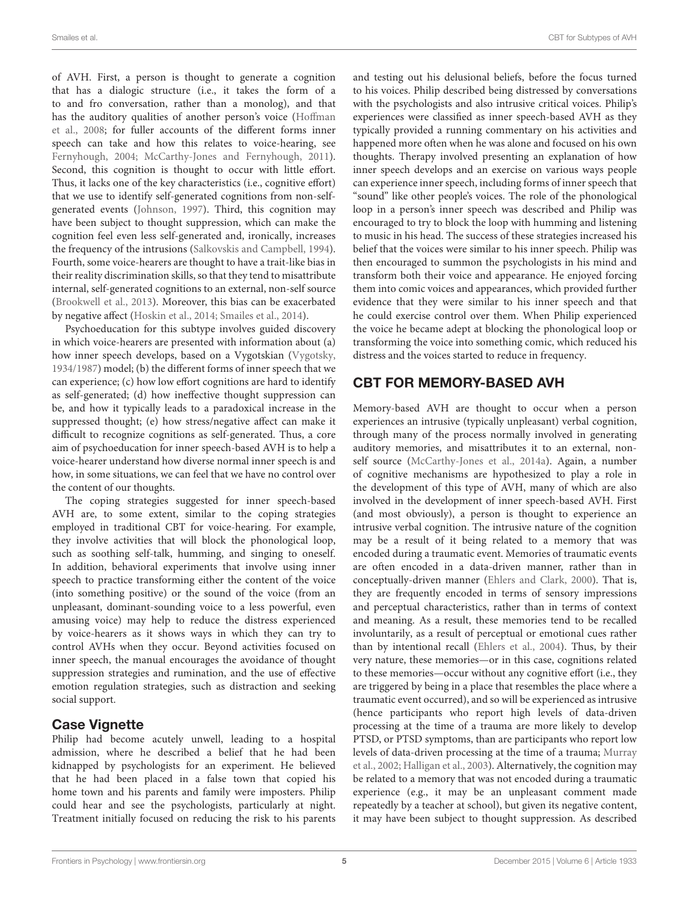of AVH. First, a person is thought to generate a cognition that has a dialogic structure (i.e., it takes the form of a to and fro conversation, rather than a monolog), and that has the auditory qualities of another person's voice (Hoffman et al., 2008; for fuller accounts of the different forms inner speech can take and how this relates to voice-hearing, see Fernyhough, 2004; McCarthy-Jones and Fernyhough, 2011). Second, this cognition is thought to occur with little effort. Thus, it lacks one of the key characteristics (i.e., cognitive effort) that we use to identify self-generated cognitions from non-self-generated events (Johnson, 1997). Third, this cognition may have been subject to thought suppression, which can make the cognition feel even less self-generated and, ironically, increases the frequency of the intrusions (Salkovskis and Campbell, 1994). Fourth, some voice-hearers are thought to have a trait-like bias in their reality discrimination skills, so that they tend to misattribute internal, self-generated cognitions to an external, non-self source (Brookwell et al., 2013). Moreover, this bias can be exacerbated by negative affect (Hoskin et al., 2014; Smailes et al., 2014).

Psychoeducation for this subtype involves guided discovery in which voice-hearers are presented with information about (a) how inner speech develops, based on a Vygotskian (Vygotsky, 1934/1987) model; (b) the different forms of inner speech that we can experience; (c) how low effort cognitions are hard to identify as self-generated; (d) how ineffective thought suppression can be, and how it typically leads to a paradoxical increase in the suppressed thought; (e) how stress/negative affect can make it difficult to recognize cognitions as self-generated. Thus, a core aim of psychoeducation for inner speech-based AVH is to help a voice-hearer understand how diverse normal inner speech is and how, in some situations, we can feel that we have no control over the content of our thoughts.

The coping strategies suggested for inner speech-based AVH are, to some extent, similar to the coping strategies employed in traditional CBT for voice-hearing. For example, they involve activities that will block the phonological loop, such as soothing self-talk, humming, and singing to oneself. In addition, behavioral experiments that involve using inner speech to practice transforming either the content of the voice (into something positive) or the sound of the voice (from an unpleasant, dominant-sounding voice to a less powerful, even amusing voice) may help to reduce the distress experienced by voice-hearers as it shows ways in which they can try to control AVHs when they occur. Beyond activities focused on inner speech, the manual encourages the avoidance of thought suppression strategies and rumination, and the use of effective emotion regulation strategies, such as distraction and seeking social support.

### Case Vignette

Philip had become acutely unwell, leading to a hospital admission, where he described a belief that he had been kidnapped by psychologists for an experiment. He believed that he had been placed in a false town that copied his home town and his parents and family were imposters. Philip could hear and see the psychologists, particularly at night. Treatment initially focused on reducing the risk to his parents and testing out his delusional beliefs, before the focus turned to his voices. Philip described being distressed by conversations with the psychologists and also intrusive critical voices. Philip's experiences were classified as inner speech-based AVH as they typically provided a running commentary on his activities and happened more often when he was alone and focused on his own thoughts. Therapy involved presenting an explanation of how inner speech develops and an exercise on various ways people can experience inner speech, including forms of inner speech that "sound" like other people's voices. The role of the phonological loop in a person's inner speech was described and Philip was encouraged to try to block the loop with humming and listening to music in his head. The success of these strategies increased his belief that the voices were similar to his inner speech. Philip was then encouraged to summon the psychologists in his mind and transform both their voice and appearance. He enjoyed forcing them into comic voices and appearances, which provided further evidence that they were similar to his inner speech and that he could exercise control over them. When Philip experienced the voice he became adept at blocking the phonological loop or transforming the voice into something comic, which reduced his distress and the voices started to reduce in frequency.

## CBT FOR MEMORY-BASED AVH

Memory-based AVH are thought to occur when a person experiences an intrusive (typically unpleasant) verbal cognition, through many of the process normally involved in generating auditory memories, and misattributes it to an external, non-self source (McCarthy-Jones et al., 2014a). Again, a number of cognitive mechanisms are hypothesized to play a role in the development of this type of AVH, many of which are also involved in the development of inner speech-based AVH. First (and most obviously), a person is thought to experience an intrusive verbal cognition. The intrusive nature of the cognition may be a result of it being related to a memory that was encoded during a traumatic event. Memories of traumatic events are often encoded in a data-driven manner, rather than in conceptually-driven manner (Ehlers and Clark, 2000). That is, they are frequently encoded in terms of sensory impressions and perceptual characteristics, rather than in terms of context and meaning. As a result, these memories tend to be recalled involuntarily, as a result of perceptual or emotional cues rather than by intentional recall (Ehlers et al., 2004). Thus, by their very nature, these memories—or in this case, cognitions related to these memories—occur without any cognitive effort (i.e., they are triggered by being in a place that resembles the place where a traumatic event occurred), and so will be experienced as intrusive (hence participants who report high levels of data-driven processing at the time of a trauma are more likely to develop PTSD, or PTSD symptoms, than are participants who report low levels of data-driven processing at the time of a trauma; Murray et al., 2002; Halligan et al., 2003). Alternatively, the cognition may be related to a memory that was not encoded during a traumatic experience (e.g., it may be an unpleasant comment made repeatedly by a teacher at school), but given its negative content, it may have been subject to thought suppression. As described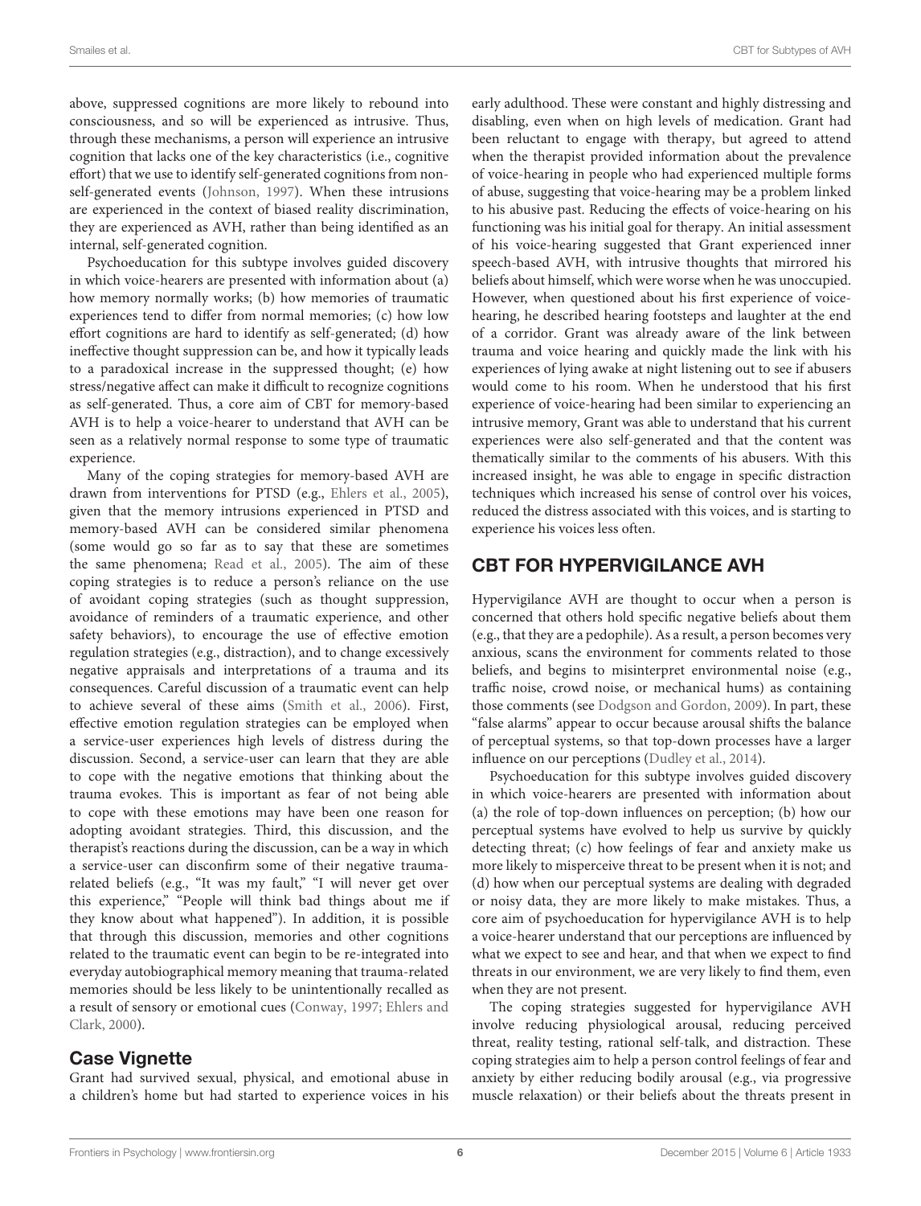above, suppressed cognitions are more likely to rebound into consciousness, and so will be experienced as intrusive. Thus, through these mechanisms, a person will experience an intrusive cognition that lacks one of the key characteristics (i.e., cognitive effort) that we use to identify self-generated cognitions from non-self-generated events (Johnson, 1997). When these intrusions are experienced in the context of biased reality discrimination, they are experienced as AVH, rather than being identified as an internal, self-generated cognition.

Psychoeducation for this subtype involves guided discovery in which voice-hearers are presented with information about (a) how memory normally works; (b) how memories of traumatic experiences tend to differ from normal memories; (c) how low effort cognitions are hard to identify as self-generated; (d) how ineffective thought suppression can be, and how it typically leads to a paradoxical increase in the suppressed thought; (e) how stress/negative affect can make it difficult to recognize cognitions as self-generated. Thus, a core aim of CBT for memory-based AVH is to help a voice-hearer to understand that AVH can be seen as a relatively normal response to some type of traumatic experience.

Many of the coping strategies for memory-based AVH are drawn from interventions for PTSD (e.g., Ehlers et al., 2005), given that the memory intrusions experienced in PTSD and memory-based AVH can be considered similar phenomena (some would go so far as to say that these are sometimes the same phenomena; Read et al., 2005). The aim of these coping strategies is to reduce a person's reliance on the use of avoidant coping strategies (such as thought suppression, avoidance of reminders of a traumatic experience, and other safety behaviors), to encourage the use of effective emotion regulation strategies (e.g., distraction), and to change excessively negative appraisals and interpretations of a trauma and its consequences. Careful discussion of a traumatic event can help to achieve several of these aims (Smith et al., 2006). First, effective emotion regulation strategies can be employed when a service-user experiences high levels of distress during the discussion. Second, a service-user can learn that they are able to cope with the negative emotions that thinking about the trauma evokes. This is important as fear of not being able to cope with these emotions may have been one reason for adopting avoidant strategies. Third, this discussion, and the therapist's reactions during the discussion, can be a way in which a service-user can disconfirm some of their negative trauma-related beliefs (e.g., "It was my fault," "I will never get over this experience," "People will think bad things about me if they know about what happened"). In addition, it is possible that through this discussion, memories and other cognitions related to the traumatic event can begin to be re-integrated into everyday autobiographical memory meaning that trauma-related memories should be less likely to be unintentionally recalled as a result of sensory or emotional cues (Conway, 1997; Ehlers and Clark, 2000).

### Case Vignette

Grant had survived sexual, physical, and emotional abuse in a children's home but had started to experience voices in his early adulthood. These were constant and highly distressing and disabling, even when on high levels of medication. Grant had been reluctant to engage with therapy, but agreed to attend when the therapist provided information about the prevalence of voice-hearing in people who had experienced multiple forms of abuse, suggesting that voice-hearing may be a problem linked to his abusive past. Reducing the effects of voice-hearing on his functioning was his initial goal for therapy. An initial assessment of his voice-hearing suggested that Grant experienced inner speech-based AVH, with intrusive thoughts that mirrored his beliefs about himself, which were worse when he was unoccupied. However, when questioned about his first experience of voice-hearing, he described hearing footsteps and laughter at the end of a corridor. Grant was already aware of the link between trauma and voice hearing and quickly made the link with his experiences of lying awake at night listening out to see if abusers would come to his room. When he understood that his first experience of voice-hearing had been similar to experiencing an intrusive memory, Grant was able to understand that his current experiences were also self-generated and that the content was thematically similar to the comments of his abusers. With this increased insight, he was able to engage in specific distraction techniques which increased his sense of control over his voices, reduced the distress associated with this voices, and is starting to experience his voices less often.

## CBT FOR HYPERVIGILANCE AVH

Hypervigilance AVH are thought to occur when a person is concerned that others hold specific negative beliefs about them (e.g., that they are a pedophile). As a result, a person becomes very anxious, scans the environment for comments related to those beliefs, and begins to misinterpret environmental noise (e.g., traffic noise, crowd noise, or mechanical hums) as containing those comments (see Dodgson and Gordon, 2009). In part, these "false alarms" appear to occur because arousal shifts the balance of perceptual systems, so that top-down processes have a larger influence on our perceptions (Dudley et al., 2014).

Psychoeducation for this subtype involves guided discovery in which voice-hearers are presented with information about (a) the role of top-down influences on perception; (b) how our perceptual systems have evolved to help us survive by quickly detecting threat; (c) how feelings of fear and anxiety make us more likely to misperceive threat to be present when it is not; and (d) how when our perceptual systems are dealing with degraded or noisy data, they are more likely to make mistakes. Thus, a core aim of psychoeducation for hypervigilance AVH is to help a voice-hearer understand that our perceptions are influenced by what we expect to see and hear, and that when we expect to find threats in our environment, we are very likely to find them, even when they are not present.

The coping strategies suggested for hypervigilance AVH involve reducing physiological arousal, reducing perceived threat, reality testing, rational self-talk, and distraction. These coping strategies aim to help a person control feelings of fear and anxiety by either reducing bodily arousal (e.g., via progressive muscle relaxation) or their beliefs about the threats present in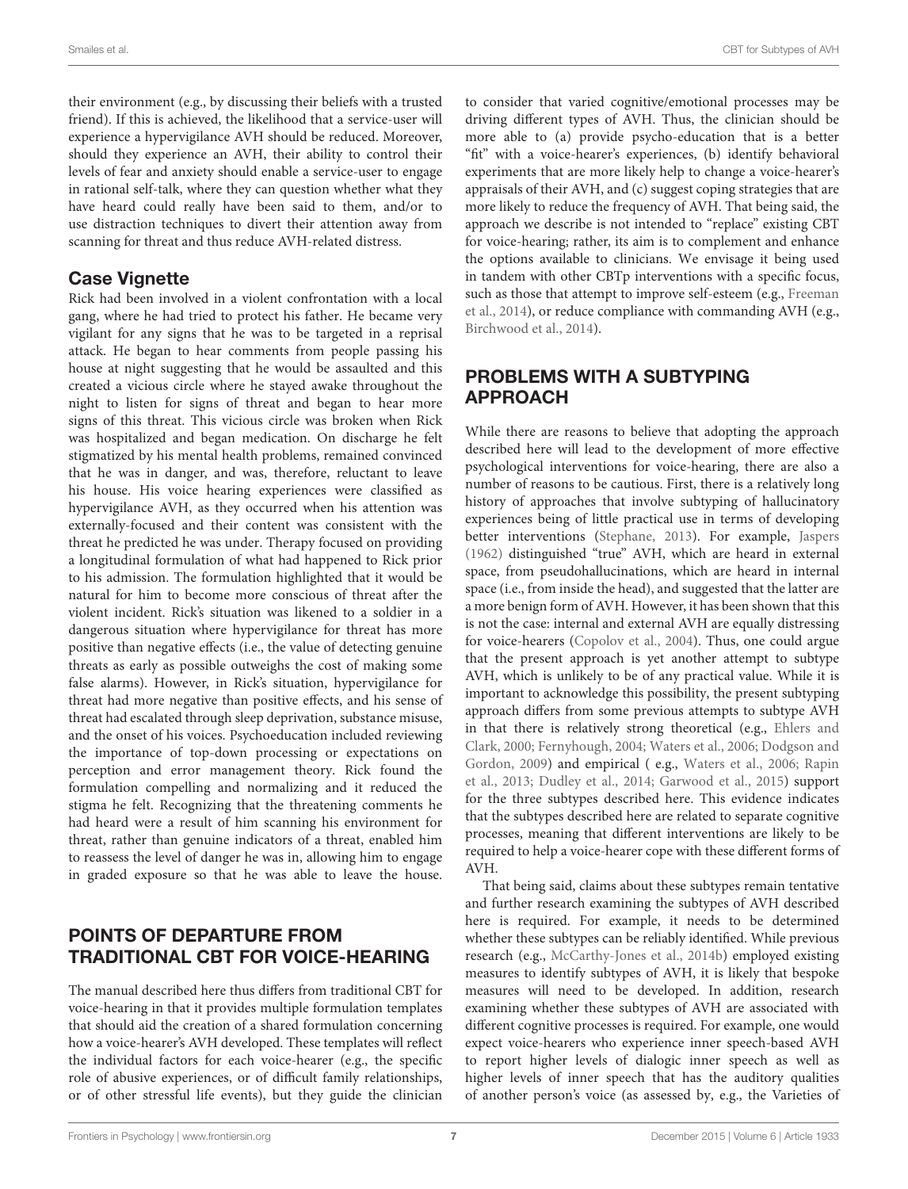their environment (e.g., by discussing their beliefs with a trusted friend). If this is achieved, the likelihood that a service-user will experience a hypervigilance AVH should be reduced. Moreover, should they experience an AVH, their ability to control their levels of fear and anxiety should enable a service-user to engage in rational self-talk, where they can question whether what they have heard could really have been said to them, and/or to use distraction techniques to divert their attention away from scanning for threat and thus reduce AVH-related distress.

### Case Vignette

Rick had been involved in a violent confrontation with a local gang, where he had tried to protect his father. He became very vigilant for any signs that he was to be targeted in a reprisal attack. He began to hear comments from people passing his house at night suggesting that he would be assaulted and this created a vicious circle where he stayed awake throughout the night to listen for signs of threat and began to hear more signs of this threat. This vicious circle was broken when Rick was hospitalized and began medication. On discharge he felt stigmatized by his mental health problems, remained convinced that he was in danger, and was, therefore, reluctant to leave his house. His voice hearing experiences were classified as hypervigilance AVH, as they occurred when his attention was externally-focused and their content was consistent with the threat he predicted he was under. Therapy focused on providing a longitudinal formulation of what had happened to Rick prior to his admission. The formulation highlighted that it would be natural for him to become more conscious of threat after the violent incident. Rick's situation was likened to a soldier in a dangerous situation where hypervigilance for threat has more positive than negative effects (i.e., the value of detecting genuine threats as early as possible outweighs the cost of making some false alarms). However, in Rick's situation, hypervigilance for threat had more negative than positive effects, and his sense of threat had escalated through sleep deprivation, substance misuse, and the onset of his voices. Psychoeducation included reviewing the importance of top-down processing or expectations on perception and error management theory. Rick found the formulation compelling and normalizing and it reduced the stigma he felt. Recognizing that the threatening comments he had heard were a result of him scanning his environment for threat, rather than genuine indicators of a threat, enabled him to reassess the level of danger he was in, allowing him to engage in graded exposure so that he was able to leave the house.

## POINTS OF DEPARTURE FROM TRADITIONAL CBT FOR VOICE-HEARING

The manual described here thus differs from traditional CBT for voice-hearing in that it provides multiple formulation templates that should aid the creation of a shared formulation concerning how a voice-hearer's AVH developed. These templates will reflect the individual factors for each voice-hearer (e.g., the specific role of abusive experiences, or of difficult family relationships, or of other stressful life events), but they guide the clinician to consider that varied cognitive/emotional processes may be driving different types of AVH. Thus, the clinician should be more able to (a) provide psycho-education that is a better "fit" with a voice-hearer's experiences, (b) identify behavioral experiments that are more likely help to change a voice-hearer's appraisals of their AVH, and (c) suggest coping strategies that are more likely to reduce the frequency of AVH. That being said, the approach we describe is not intended to "replace" existing CBT for voice-hearing; rather, its aim is to complement and enhance the options available to clinicians. We envisage it being used in tandem with other CBTp interventions with a specific focus, such as those that attempt to improve self-esteem (e.g., Freeman et al., 2014), or reduce compliance with commanding AVH (e.g., Birchwood et al., 2014).

## PROBLEMS WITH A SUBTYPING APPROACH

While there are reasons to believe that adopting the approach described here will lead to the development of more effective psychological interventions for voice-hearing, there are also a number of reasons to be cautious. First, there is a relatively long history of approaches that involve subtyping of hallucinatory experiences being of little practical use in terms of developing better interventions (Stephane, 2013). For example, Jaspers (1962) distinguished "true" AVH, which are heard in external space, from pseudohallucinations, which are heard in internal space (i.e., from inside the head), and suggested that the latter are a more benign form of AVH. However, it has been shown that this is not the case: internal and external AVH are equally distressing for voice-hearers (Copolov et al., 2004). Thus, one could argue that the present approach is yet another attempt to subtype AVH, which is unlikely to be of any practical value. While it is important to acknowledge this possibility, the present subtyping approach differs from some previous attempts to subtype AVH in that there is relatively strong theoretical (e.g., Ehlers and Clark, 2000; Fernyhough, 2004; Waters et al., 2006; Dodgson and Gordon, 2009) and empirical ( e.g., Waters et al., 2006; Rapin et al., 2013; Dudley et al., 2014; Garwood et al., 2015) support for the three subtypes described here. This evidence indicates that the subtypes described here are related to separate cognitive processes, meaning that different interventions are likely to be required to help a voice-hearer cope with these different forms of AVH.

That being said, claims about these subtypes remain tentative and further research examining the subtypes of AVH described here is required. For example, it needs to be determined whether these subtypes can be reliably identified. While previous research (e.g., McCarthy-Jones et al., 2014b) employed existing measures to identify subtypes of AVH, it is likely that bespoke measures will need to be developed. In addition, research examining whether these subtypes of AVH are associated with different cognitive processes is required. For example, one would expect voice-hearers who experience inner speech-based AVH to report higher levels of dialogic inner speech as well as higher levels of inner speech that has the auditory qualities of another person's voice (as assessed by, e.g., the Varieties of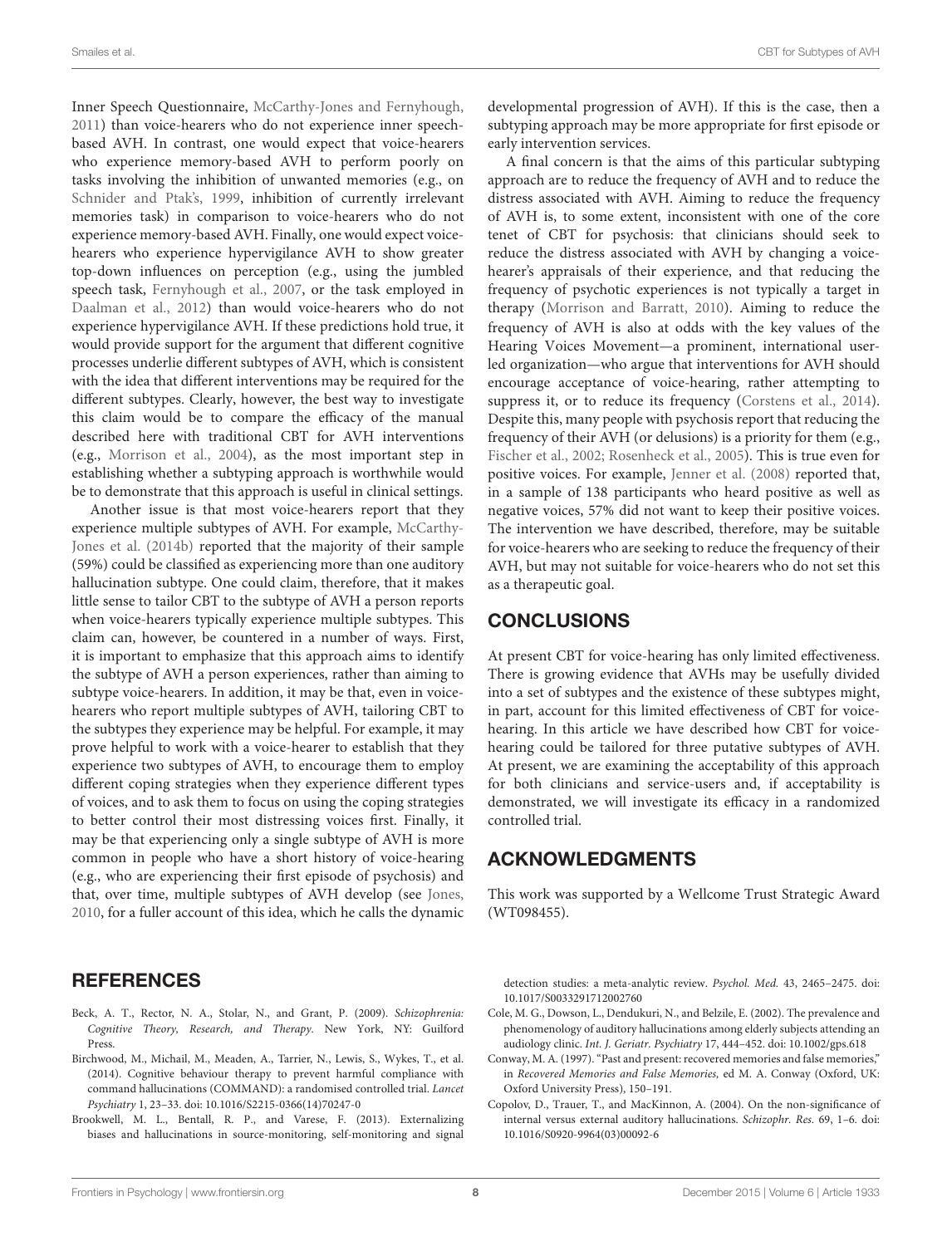Inner Speech Questionnaire, McCarthy-Jones and Fernyhough, 2011) than voice-hearers who do not experience inner speech-based AVH. In contrast, one would expect that voice-hearers who experience memory-based AVH to perform poorly on tasks involving the inhibition of unwanted memories (e.g., on Schnider and Ptak's, 1999, inhibition of currently irrelevant memories task) in comparison to voice-hearers who do not experience memory-based AVH. Finally, one would expect voice-hearers who experience hypervigilance AVH to show greater top-down influences on perception (e.g., using the jumbled speech task, Fernyhough et al., 2007, or the task employed in Daalman et al., 2012) than would voice-hearers who do not experience hypervigilance AVH. If these predictions hold true, it would provide support for the argument that different cognitive processes underlie different subtypes of AVH, which is consistent with the idea that different interventions may be required for the different subtypes. Clearly, however, the best way to investigate this claim would be to compare the efficacy of the manual described here with traditional CBT for AVH interventions (e.g., Morrison et al., 2004), as the most important step in establishing whether a subtyping approach is worthwhile would be to demonstrate that this approach is useful in clinical settings.

Another issue is that most voice-hearers report that they experience multiple subtypes of AVH. For example, McCarthy-Jones et al. (2014b) reported that the majority of their sample (59%) could be classified as experiencing more than one auditory hallucination subtype. One could claim, therefore, that it makes little sense to tailor CBT to the subtype of AVH a person reports when voice-hearers typically experience multiple subtypes. This claim can, however, be countered in a number of ways. First, it is important to emphasize that this approach aims to identify the subtype of AVH a person experiences, rather than aiming to subtype voice-hearers. In addition, it may be that, even in voice-hearers who report multiple subtypes of AVH, tailoring CBT to the subtypes they experience may be helpful. For example, it may prove helpful to work with a voice-hearer to establish that they experience two subtypes of AVH, to encourage them to employ different coping strategies when they experience different types of voices, and to ask them to focus on using the coping strategies to better control their most distressing voices first. Finally, it may be that experiencing only a single subtype of AVH is more common in people who have a short history of voice-hearing (e.g., who are experiencing their first episode of psychosis) and that, over time, multiple subtypes of AVH develop (see Jones, 2010, for a fuller account of this idea, which he calls the dynamic developmental progression of AVH). If this is the case, then a subtyping approach may be more appropriate for first episode or early intervention services.

A final concern is that the aims of this particular subtyping approach are to reduce the frequency of AVH and to reduce the distress associated with AVH. Aiming to reduce the frequency of AVH is, to some extent, inconsistent with one of the core tenet of CBT for psychosis: that clinicians should seek to reduce the distress associated with AVH by changing a voice-hearer's appraisals of their experience, and that reducing the frequency of psychotic experiences is not typically a target in therapy (Morrison and Barratt, 2010). Aiming to reduce the frequency of AVH is also at odds with the key values of the Hearing Voices Movement—a prominent, international user-led organization—who argue that interventions for AVH should encourage acceptance of voice-hearing, rather attempting to suppress it, or to reduce its frequency (Corstens et al., 2014). Despite this, many people with psychosis report that reducing the frequency of their AVH (or delusions) is a priority for them (e.g., Fischer et al., 2002; Rosenheck et al., 2005). This is true even for positive voices. For example, Jenner et al. (2008) reported that, in a sample of 138 participants who heard positive as well as negative voices, 57% did not want to keep their positive voices. The intervention we have described, therefore, may be suitable for voice-hearers who are seeking to reduce the frequency of their AVH, but may not suitable for voice-hearers who do not set this as a therapeutic goal.

## CONCLUSIONS

At present CBT for voice-hearing has only limited effectiveness. There is growing evidence that AVHs may be usefully divided into a set of subtypes and the existence of these subtypes might, in part, account for this limited effectiveness of CBT for voice-hearing. In this article we have described how CBT for voice-hearing could be tailored for three putative subtypes of AVH. At present, we are examining the acceptability of this approach for both clinicians and service-users and, if acceptability is demonstrated, we will investigate its efficacy in a randomized controlled trial.

## ACKNOWLEDGMENTS

This work was supported by a Wellcome Trust Strategic Award (WT098455).

## REFERENCES

Beck, A. T., Rector, N. A., Stolar, N., and Grant, P. (2009). *Schizophrenia: Cognitive Theory, Research, and Therapy*. New York, NY: Guilford Press.

Birchwood, M., Michail, M., Meaden, A., Tarrier, N., Lewis, S., Wykes, T., et al. (2014). Cognitive behaviour therapy to prevent harmful compliance with command hallucinations (COMMAND): a randomised controlled trial. *Lancet Psychiatry* 1, 23–33. doi: 10.1016/S2215-0366(14)70247-0

Brookwell, M. L., Bentall, R. P., and Varese, F. (2013). Externalizing biases and hallucinations in source-monitoring, self-monitoring and signal detection studies: a meta-analytic review. *Psychol. Med.* 43, 2465–2475. doi: 10.1017/S0033291712002760

Cole, M. G., Dowson, L., Dendukuri, N., and Belzile, E. (2002). The prevalence and phenomenology of auditory hallucinations among elderly subjects attending an audiology clinic. *Int. J. Geriatr. Psychiatry* 17, 444–452. doi: 10.1002/gps.618

Conway, M. A. (1997). "Past and present: recovered memories and false memories," in *Recovered Memories and False Memories*, ed M. A. Conway (Oxford, UK: Oxford University Press), 150–191.

Copolov, D., Trauer, T., and MacKinnon, A. (2004). On the non-significance of internal versus external auditory hallucinations. *Schizophr. Res.* 69, 1–6. doi: 10.1016/S0920-9964(03)00092-6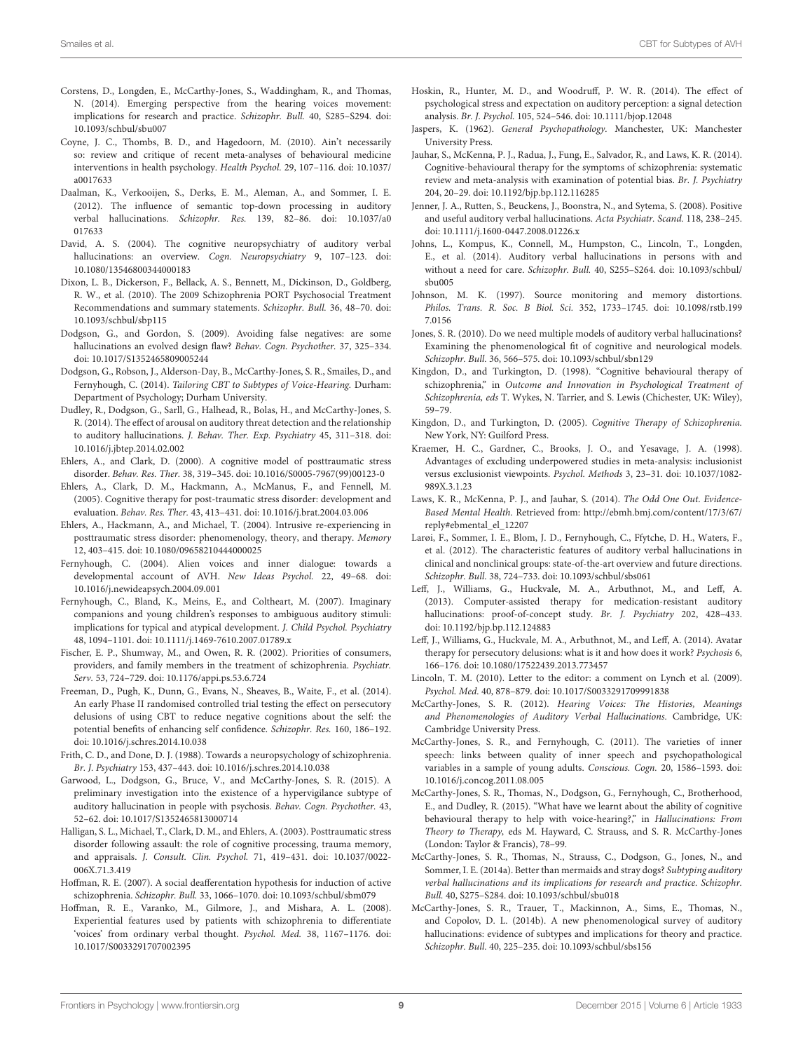Corstens, D., Longden, E., McCarthy-Jones, S., Waddingham, R., and Thomas, N. (2014). Emerging perspective from the hearing voices movement: implications for research and practice. *Schizophr. Bull.* 40, S285–S294. doi: 10.1093/schbul/sbu007

Coyne, J. C., Thombs, B. D., and Hagedoorn, M. (2010). Ain't necessarily so: review and critique of recent meta-analyses of behavioural medicine interventions in health psychology. *Health Psychol.* 29, 107–116. doi: 10.1037/a0017633

Daalman, K., Verkooijen, S., Derks, E. M., Aleman, A., and Sommer, I. E. (2012). The influence of semantic top-down processing in auditory verbal hallucinations. *Schizophr. Res.* 139, 82–86. doi: 10.1037/a0017633

David, A. S. (2004). The cognitive neuropsychiatry of auditory verbal hallucinations: an overview. *Cogn. Neuropsychiatry* 9, 107–123. doi: 10.1080/13546800344000183

Dixon, L. B., Dickerson, F., Bellack, A. S., Bennett, M., Dickinson, D., Goldberg, R. W., et al. (2010). The 2009 Schizophrenia PORT Psychosocial Treatment Recommendations and summary statements. *Schizophr. Bull.* 36, 48–70. doi: 10.1093/schbul/sbp115

Dodgson, G., and Gordon, S. (2009). Avoiding false negatives: are some hallucinations an evolved design flaw? *Behav. Cogn. Psychother.* 37, 325–334. doi: 10.1017/S1352465809005244

Dodgson, G., Robson, J., Alderson-Day, B., McCarthy-Jones, S. R., Smailes, D., and Fernyhough, C. (2014). *Tailoring CBT to Subtypes of Voice-Hearing.* Durham: Department of Psychology; Durham University.

Dudley, R., Dodgson, G., Sarll, G., Halhead, R., Bolas, H., and McCarthy-Jones, S. R. (2014). The effect of arousal on auditory threat detection and the relationship to auditory hallucinations. *J. Behav. Ther. Exp. Psychiatry* 45, 311–318. doi: 10.1016/j.jbtep.2014.02.002

Ehlers, A., and Clark, D. (2000). A cognitive model of posttraumatic stress disorder. *Behav. Res. Ther.* 38, 319–345. doi: 10.1016/S0005-7967(99)00123-0

Ehlers, A., Clark, D. M., Hackmann, A., McManus, F., and Fennell, M. (2005). Cognitive therapy for post-traumatic stress disorder: development and evaluation. *Behav. Res. Ther.* 43, 413–431. doi: 10.1016/j.brat.2004.03.006

Ehlers, A., Hackmann, A., and Michael, T. (2004). Intrusive re-experiencing in posttraumatic stress disorder: phenomenology, theory, and therapy. *Memory* 12, 403–415. doi: 10.1080/09658210444000025

Fernyhough, C. (2004). Alien voices and inner dialogue: towards a developmental account of AVH. *New Ideas Psychol.* 22, 49–68. doi: 10.1016/j.newideapsych.2004.09.001

Fernyhough, C., Bland, K., Meins, E., and Coltheart, M. (2007). Imaginary companions and young children's responses to ambiguous auditory stimuli: implications for typical and atypical development. *J. Child Psychol. Psychiatry* 48, 1094–1101. doi: 10.1111/j.1469-7610.2007.01789.x

Fischer, E. P., Shumway, M., and Owen, R. R. (2002). Priorities of consumers, providers, and family members in the treatment of schizophrenia. *Psychiatr. Serv.* 53, 724–729. doi: 10.1176/appi.ps.53.6.724

Freeman, D., Pugh, K., Dunn, G., Evans, N., Sheaves, B., Waite, F., et al. (2014). An early Phase II randomised controlled trial testing the effect on persecutory delusions of using CBT to reduce negative cognitions about the self: the potential benefits of enhancing self confidence. *Schizophr. Res.* 160, 186–192. doi: 10.1016/j.schres.2014.10.038

Frith, C. D., and Done, D. J. (1988). Towards a neuropsychology of schizophrenia. *Br. J. Psychiatry* 153, 437–443. doi: 10.1016/j.schres.2014.10.038

Garwood, L., Dodgson, G., Bruce, V., and McCarthy-Jones, S. R. (2015). A preliminary investigation into the existence of a hypervigilance subtype of auditory hallucination in people with psychosis. *Behav. Cogn. Psychother.* 43, 52–62. doi: 10.1017/S1352465813000714

Halligan, S. L., Michael, T., Clark, D. M., and Ehlers, A. (2003). Posttraumatic stress disorder following assault: the role of cognitive processing, trauma memory, and appraisals. *J. Consult. Clin. Psychol.* 71, 419–431. doi: 10.1037/0022-006X.71.3.419

Hoffman, R. E. (2007). A social deafferentation hypothesis for induction of active schizophrenia. *Schizophr. Bull.* 33, 1066–1070. doi: 10.1093/schbul/sbm079

Hoffman, R. E., Varanko, M., Gilmore, J., and Mishara, A. L. (2008). Experiential features used by patients with schizophrenia to differentiate 'voices' from ordinary verbal thought. *Psychol. Med.* 38, 1167–1176. doi: 10.1017/S0033291707002395

Hoskin, R., Hunter, M. D., and Woodruff, P. W. R. (2014). The effect of psychological stress and expectation on auditory perception: a signal detection analysis. *Br. J. Psychol.* 105, 524–546. doi: 10.1111/bjop.12048

Jaspers, K. (1962). *General Psychopathology.* Manchester, UK: Manchester University Press.

Jauhar, S., McKenna, P. J., Radua, J., Fung, E., Salvador, R., and Laws, K. R. (2014). Cognitive-behavioural therapy for the symptoms of schizophrenia: systematic review and meta-analysis with examination of potential bias. *Br. J. Psychiatry* 204, 20–29. doi: 10.1192/bjp.bp.112.116285

Jenner, J. A., Rutten, S., Beuckens, J., Boonstra, N., and Sytema, S. (2008). Positive and useful auditory verbal hallucinations. *Acta Psychiatr. Scand.* 118, 238–245. doi: 10.1111/j.1600-0447.2008.01226.x

Johns, L., Kompus, K., Connell, M., Humpston, C., Lincoln, T., Longden, E., et al. (2014). Auditory verbal hallucinations in persons with and without a need for care. *Schizophr. Bull.* 40, S255–S264. doi: 10.1093/schbul/sbu005

Johnson, M. K. (1997). Source monitoring and memory distortions. *Philos. Trans. R. Soc. B Biol. Sci.* 352, 1733–1745. doi: 10.1098/rstb.1997.0156

Jones, S. R. (2010). Do we need multiple models of auditory verbal hallucinations? Examining the phenomenological fit of cognitive and neurological models. *Schizophr. Bull.* 36, 566–575. doi: 10.1093/schbul/sbn129

Kingdon, D., and Turkington, D. (1998). "Cognitive behavioural therapy of schizophrenia," in *Outcome and Innovation in Psychological Treatment of Schizophrenia, eds* T. Wykes, N. Tarrier, and S. Lewis (Chichester, UK: Wiley), 59–79.

Kingdon, D., and Turkington, D. (2005). *Cognitive Therapy of Schizophrenia.* New York, NY: Guilford Press.

Kraemer, H. C., Gardner, C., Brooks, J. O., and Yesavage, J. A. (1998). Advantages of excluding underpowered studies in meta-analysis: inclusionist versus exclusionist viewpoints. *Psychol. Methods* 3, 23–31. doi: 10.1037/1082-989X.3.1.23

Laws, K. R., McKenna, P. J., and Jauhar, S. (2014). *The Odd One Out. Evidence-Based Mental Health.* Retrieved from: http://ebmh.bmj.com/content/17/3/67/reply#ebmental_el_12207

Larøi, F., Sommer, I. E., Blom, J. D., Fernyhough, C., Ffytche, D. H., Waters, F., et al. (2012). The characteristic features of auditory verbal hallucinations in clinical and nonclinical groups: state-of-the-art overview and future directions. *Schizophr. Bull.* 38, 724–733. doi: 10.1093/schbul/sbs061

Leff, J., Williams, G., Huckvale, M. A., Arbuthnot, M., and Leff, A. (2013). Computer-assisted therapy for medication-resistant auditory hallucinations: proof-of-concept study. *Br. J. Psychiatry* 202, 428–433. doi: 10.1192/bjp.bp.112.124883

Leff, J., Williams, G., Huckvale, M. A., Arbuthnot, M., and Leff, A. (2014). Avatar therapy for persecutory delusions: what is it and how does it work? *Psychosis* 6, 166–176. doi: 10.1080/17522439.2013.773457

Lincoln, T. M. (2010). Letter to the editor: a comment on Lynch et al. (2009). *Psychol. Med.* 40, 878–879. doi: 10.1017/S0033291709991838

McCarthy-Jones, S. R. (2012). *Hearing Voices: The Histories, Meanings and Phenomenologies of Auditory Verbal Hallucinations.* Cambridge, UK: Cambridge University Press.

McCarthy-Jones, S. R., and Fernyhough, C. (2011). The varieties of inner speech: links between quality of inner speech and psychopathological variables in a sample of young adults. *Conscious. Cogn.* 20, 1586–1593. doi: 10.1016/j.concog.2011.08.005

McCarthy-Jones, S. R., Thomas, N., Dodgson, G., Fernyhough, C., Brotherhood, E., and Dudley, R. (2015). "What have we learnt about the ability of cognitive behavioural therapy to help with voice-hearing?," in *Hallucinations: From Theory to Therapy,* eds M. Hayward, C. Strauss, and S. R. McCarthy-Jones (London: Taylor & Francis), 78–99.

McCarthy-Jones, S. R., Thomas, N., Strauss, C., Dodgson, G., Jones, N., and Sommer, I. E. (2014a). Better than mermaids and stray dogs? Subtyping auditory verbal hallucinations and its implications for research and practice. *Schizophr. Bull.* 40, S275–S284. doi: 10.1093/schbul/sbu018

McCarthy-Jones, S. R., Trauer, T., Mackinnon, A., Sims, E., Thomas, N., and Copolov, D. L. (2014b). A new phenomenological survey of auditory hallucinations: evidence of subtypes and implications for theory and practice. *Schizophr. Bull.* 40, 225–235. doi: 10.1093/schbul/sbs156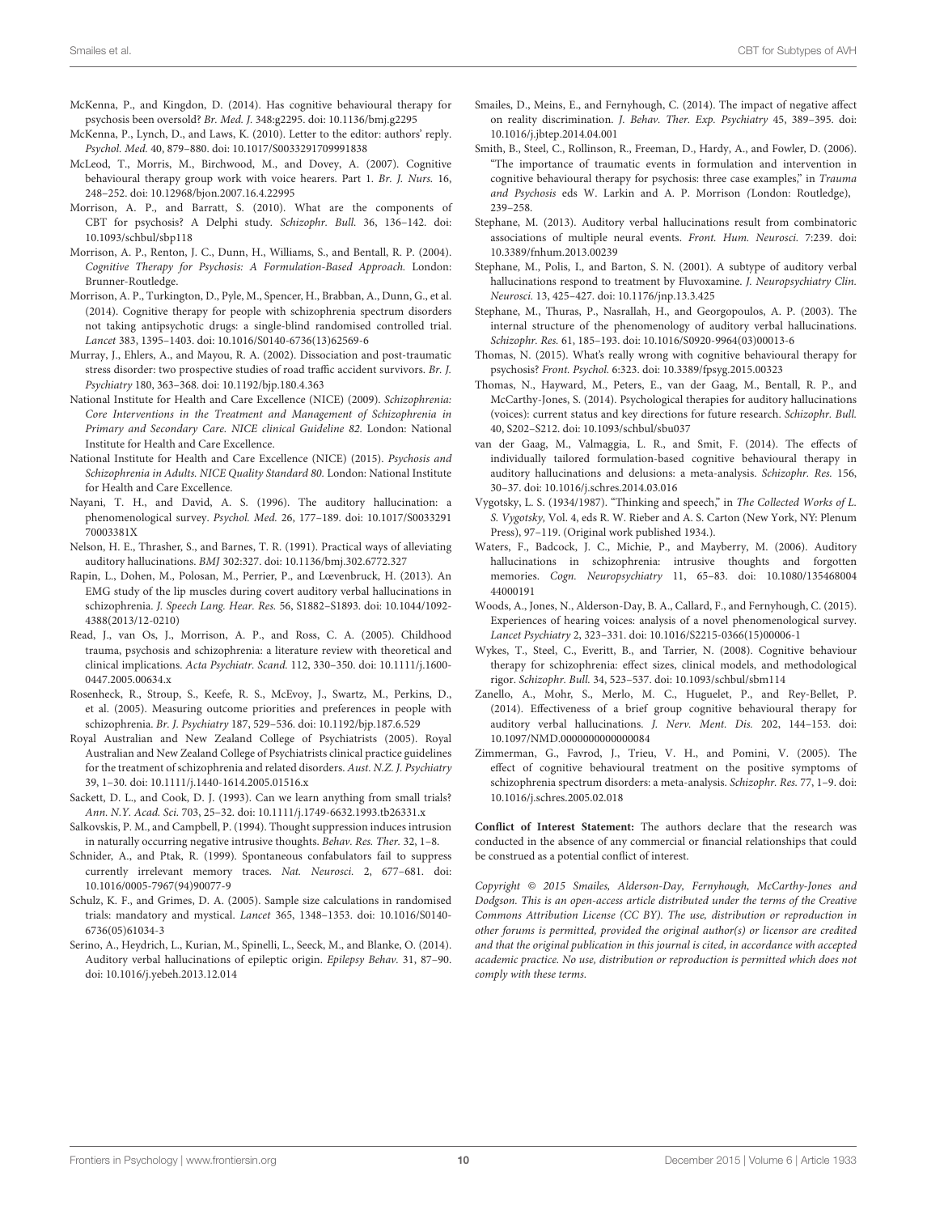McKenna, P., and Kingdon, D. (2014). Has cognitive behavioural therapy for psychosis been oversold? *Br. Med. J.* 348:g2295. doi: 10.1136/bmj.g2295

McKenna, P., Lynch, D., and Laws, K. (2010). Letter to the editor: authors' reply. *Psychol. Med.* 40, 879–880. doi: 10.1017/S0033291709991838

McLeod, T., Morris, M., Birchwood, M., and Dovey, A. (2007). Cognitive behavioural therapy group work with voice hearers. Part 1. *Br. J. Nurs.* 16, 248–252. doi: 10.12968/bjon.2007.16.4.22995

Morrison, A. P., and Barratt, S. (2010). What are the components of CBT for psychosis? A Delphi study. *Schizophr. Bull.* 36, 136–142. doi: 10.1093/schbul/sbp118

Morrison, A. P., Renton, J. C., Dunn, H., Williams, S., and Bentall, R. P. (2004). *Cognitive Therapy for Psychosis: A Formulation-Based Approach.* London: Brunner-Routledge.

Morrison, A. P., Turkington, D., Pyle, M., Spencer, H., Brabban, A., Dunn, G., et al. (2014). Cognitive therapy for people with schizophrenia spectrum disorders not taking antipsychotic drugs: a single-blind randomised controlled trial. *Lancet* 383, 1395–1403. doi: 10.1016/S0140-6736(13)62569-6

Murray, J., Ehlers, A., and Mayou, R. A. (2002). Dissociation and post-traumatic stress disorder: two prospective studies of road traffic accident survivors. *Br. J. Psychiatry* 180, 363–368. doi: 10.1192/bjp.180.4.363

National Institute for Health and Care Excellence (NICE) (2009). *Schizophrenia: Core Interventions in the Treatment and Management of Schizophrenia in Primary and Secondary Care. NICE clinical Guideline 82.* London: National Institute for Health and Care Excellence.

National Institute for Health and Care Excellence (NICE) (2015). *Psychosis and Schizophrenia in Adults. NICE Quality Standard 80.* London: National Institute for Health and Care Excellence.

Nayani, T. H., and David, A. S. (1996). The auditory hallucination: a phenomenological survey. *Psychol. Med.* 26, 177–189. doi: 10.1017/S003329170003381X

Nelson, H. E., Thrasher, S., and Barnes, T. R. (1991). Practical ways of alleviating auditory hallucinations. *BMJ* 302:327. doi: 10.1136/bmj.302.6772.327

Rapin, L., Dohen, M., Polosan, M., Perrier, P., and Lœvenbruck, H. (2013). An EMG study of the lip muscles during covert auditory verbal hallucinations in schizophrenia. *J. Speech Lang. Hear. Res.* 56, S1882–S1893. doi: 10.1044/1092-4388(2013/12-0210)

Read, J., van Os, J., Morrison, A. P., and Ross, C. A. (2005). Childhood trauma, psychosis and schizophrenia: a literature review with theoretical and clinical implications. *Acta Psychiatr. Scand.* 112, 330–350. doi: 10.1111/j.1600-0447.2005.00634.x

Rosenheck, R., Stroup, S., Keefe, R. S., McEvoy, J., Swartz, M., Perkins, D., et al. (2005). Measuring outcome priorities and preferences in people with schizophrenia. *Br. J. Psychiatry* 187, 529–536. doi: 10.1192/bjp.187.6.529

Royal Australian and New Zealand College of Psychiatrists (2005). Royal Australian and New Zealand College of Psychiatrists clinical practice guidelines for the treatment of schizophrenia and related disorders. *Aust. N.Z. J. Psychiatry* 39, 1–30. doi: 10.1111/j.1440-1614.2005.01516.x

Sackett, D. L., and Cook, D. J. (1993). Can we learn anything from small trials? *Ann. N.Y. Acad. Sci.* 703, 25–32. doi: 10.1111/j.1749-6632.1993.tb26331.x

Salkovskis, P. M., and Campbell, P. (1994). Thought suppression induces intrusion in naturally occurring negative intrusive thoughts. *Behav. Res. Ther.* 32, 1–8.

Schnider, A., and Ptak, R. (1999). Spontaneous confabulators fail to suppress currently irrelevant memory traces. *Nat. Neurosci.* 2, 677–681. doi: 10.1016/0005-7967(94)90077-9

Schulz, K. F., and Grimes, D. A. (2005). Sample size calculations in randomised trials: mandatory and mystical. *Lancet* 365, 1348–1353. doi: 10.1016/S0140-6736(05)61034-3

Serino, A., Heydrich, L., Kurian, M., Spinelli, L., Seeck, M., and Blanke, O. (2014). Auditory verbal hallucinations of epileptic origin. *Epilepsy Behav.* 31, 87–90. doi: 10.1016/j.yebeh.2013.12.014

Smailes, D., Meins, E., and Fernyhough, C. (2014). The impact of negative affect on reality discrimination. *J. Behav. Ther. Exp. Psychiatry* 45, 389–395. doi: 10.1016/j.jbtep.2014.04.001

Smith, B., Steel, C., Rollinson, R., Freeman, D., Hardy, A., and Fowler, D. (2006). "The importance of traumatic events in formulation and intervention in cognitive behavioural therapy for psychosis: three case examples," in *Trauma and Psychosis* eds W. Larkin and A. P. Morrison (London: Routledge), 239–258.

Stephane, M. (2013). Auditory verbal hallucinations result from combinatoric associations of multiple neural events. *Front. Hum. Neurosci.* 7:239. doi: 10.3389/fnhum.2013.00239

Stephane, M., Polis, I., and Barton, S. N. (2001). A subtype of auditory verbal hallucinations respond to treatment by Fluvoxamine. *J. Neuropsychiatry Clin. Neurosci.* 13, 425–427. doi: 10.1176/jnp.13.3.425

Stephane, M., Thuras, P., Nasrallah, H., and Georgopoulos, A. P. (2003). The internal structure of the phenomenology of auditory verbal hallucinations. *Schizophr. Res.* 61, 185–193. doi: 10.1016/S0920-9964(03)00013-6

Thomas, N. (2015). What's really wrong with cognitive behavioural therapy for psychosis? *Front. Psychol.* 6:323. doi: 10.3389/fpsyg.2015.00323

Thomas, N., Hayward, M., Peters, E., van der Gaag, M., Bentall, R. P., and McCarthy-Jones, S. (2014). Psychological therapies for auditory hallucinations (voices): current status and key directions for future research. *Schizophr. Bull.* 40, S202–S212. doi: 10.1093/schbul/sbu037

van der Gaag, M., Valmaggia, L. R., and Smit, F. (2014). The effects of individually tailored formulation-based cognitive behavioural therapy in auditory hallucinations and delusions: a meta-analysis. *Schizophr. Res.* 156, 30–37. doi: 10.1016/j.schres.2014.03.016

Vygotsky, L. S. (1934/1987). "Thinking and speech," in *The Collected Works of L. S. Vygotsky,* Vol. 4, eds R. W. Rieber and A. S. Carton (New York, NY: Plenum Press), 97–119. (Original work published 1934.).

Waters, F., Badcock, J. C., Michie, P., and Mayberry, M. (2006). Auditory hallucinations in schizophrenia: intrusive thoughts and forgotten memories. *Cogn. Neuropsychiatry* 11, 65–83. doi: 10.1080/13546800444000191

Woods, A., Jones, N., Alderson-Day, B. A., Callard, F., and Fernyhough, C. (2015). Experiences of hearing voices: analysis of a novel phenomenological survey. *Lancet Psychiatry* 2, 323–331. doi: 10.1016/S2215-0366(15)00006-1

Wykes, T., Steel, C., Everitt, B., and Tarrier, N. (2008). Cognitive behaviour therapy for schizophrenia: effect sizes, clinical models, and methodological rigor. *Schizophr. Bull.* 34, 523–537. doi: 10.1093/schbul/sbm114

Zanello, A., Mohr, S., Merlo, M. C., Huguelet, P., and Rey-Bellet, P. (2014). Effectiveness of a brief group cognitive behavioural therapy for auditory verbal hallucinations. *J. Nerv. Ment. Dis.* 202, 144–153. doi: 10.1097/NMD.0000000000000084

Zimmerman, G., Favrod, J., Trieu, V. H., and Pomini, V. (2005). The effect of cognitive behavioural treatment on the positive symptoms of schizophrenia spectrum disorders: a meta-analysis. *Schizophr. Res.* 77, 1–9. doi: 10.1016/j.schres.2005.02.018

**Conflict of Interest Statement:** The authors declare that the research was conducted in the absence of any commercial or financial relationships that could be construed as a potential conflict of interest.

*Copyright © 2015 Smailes, Alderson-Day, Fernyhough, McCarthy-Jones and Dodgson. This is an open-access article distributed under the terms of the Creative Commons Attribution License (CC BY). The use, distribution or reproduction in other forums is permitted, provided the original author(s) or licensor are credited and that the original publication in this journal is cited, in accordance with accepted academic practice. No use, distribution or reproduction is permitted which does not comply with these terms.*